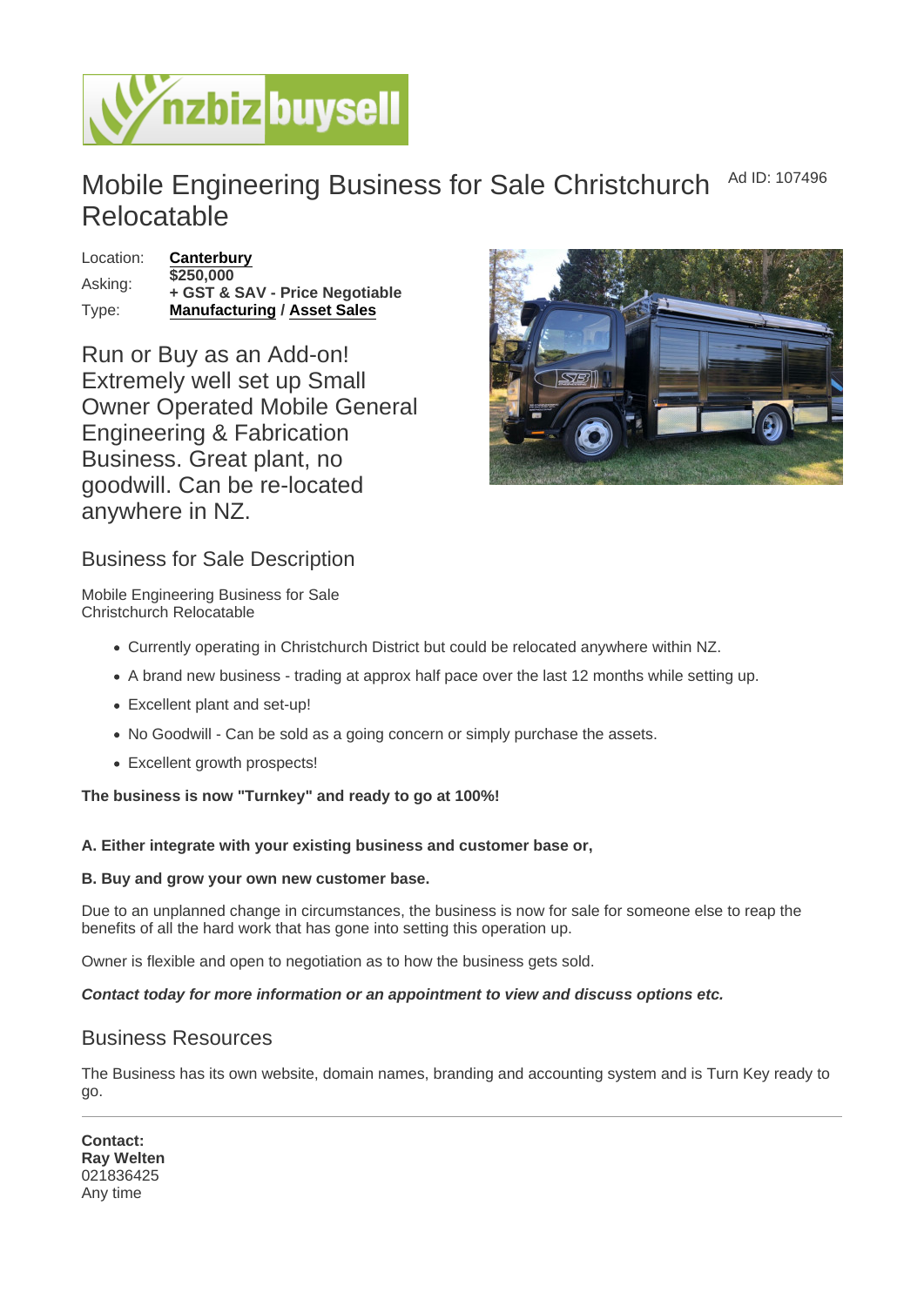# Mobile Engineering Business for Sale Christchurch Relocatable

Ad ID: 107496

| | |
|---|---|
| Location: | Canterbury |
| Asking: | $250,000<br>+ GST & SAV - Price Negotiable |
| Type: | Manufacturing / Asset Sales |

Run or Buy as an Add-on! Extremely well set up Small Owner Operated Mobile General Engineering & Fabrication Business. Great plant, no goodwill. Can be re-located anywhere in NZ.

## Business for Sale Description

Mobile Engineering Business for Sale
Christchurch Relocatable

- Currently operating in Christchurch District but could be relocated anywhere within NZ.
- A brand new business - trading at approx half pace over the last 12 months while setting up.
- Excellent plant and set-up!
- No Goodwill - Can be sold as a going concern or simply purchase the assets.
- Excellent growth prospects!

**The business is now "Turnkey" and ready to go at 100%!**

**A. Either integrate with your existing business and customer base or,**

**B. Buy and grow your own new customer base.**

Due to an unplanned change in circumstances, the business is now for sale for someone else to reap the benefits of all the hard work that has gone into setting this operation up.

Owner is flexible and open to negotiation as to how the business gets sold.

***Contact today for more information or an appointment to view and discuss options etc.***

## Business Resources

The Business has its own website, domain names, branding and accounting system and is Turn Key ready to go.

---

**Contact:**
**Ray Welten**
021836425
Any time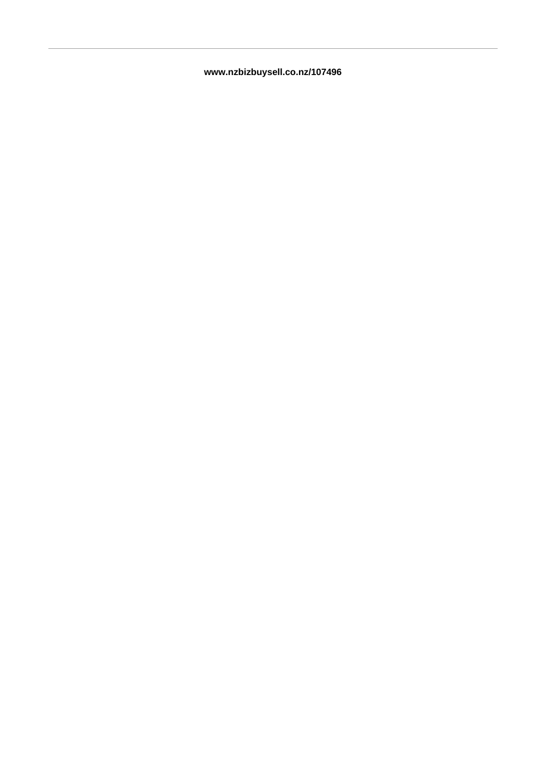**www.nzbizbuysell.co.nz/107496**